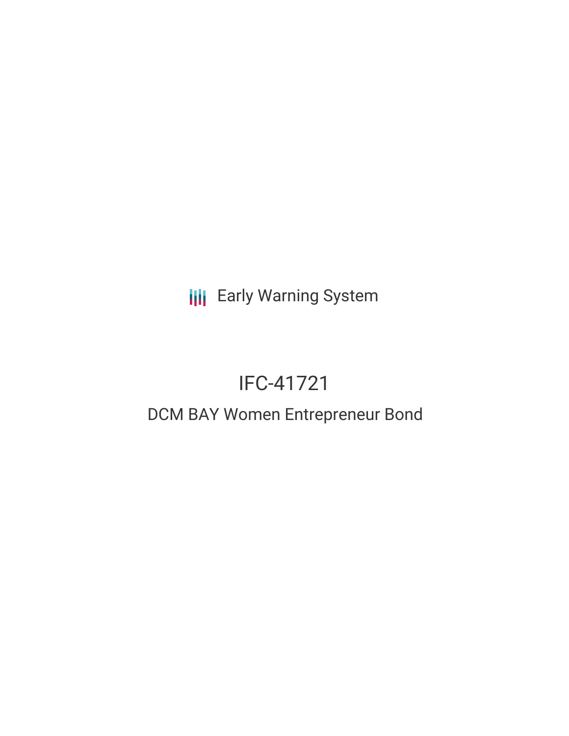Early Warning System

# IFC-41721

## DCM BAY Women Entrepreneur Bond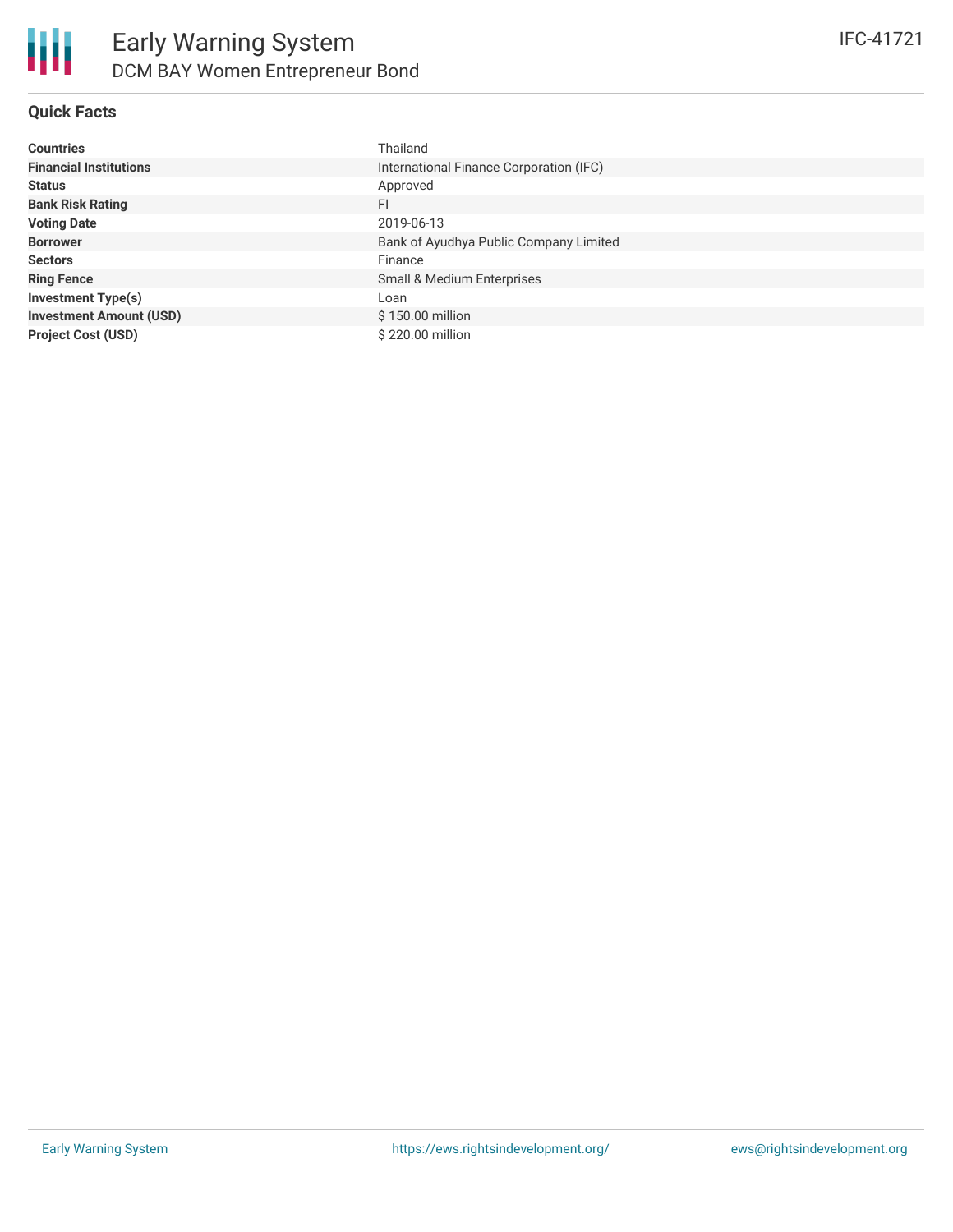# Early Warning System

## DCM BAY Women Entrepreneur Bond

IFC-41721

### Quick Facts

| | |
|---|---|
| **Countries** | Thailand |
| **Financial Institutions** | International Finance Corporation (IFC) |
| **Status** | Approved |
| **Bank Risk Rating** | FI |
| **Voting Date** | 2019-06-13 |
| **Borrower** | Bank of Ayudhya Public Company Limited |
| **Sectors** | Finance |
| **Ring Fence** | Small & Medium Enterprises |
| **Investment Type(s)** | Loan |
| **Investment Amount (USD)** | $ 150.00 million |
| **Project Cost (USD)** | $ 220.00 million |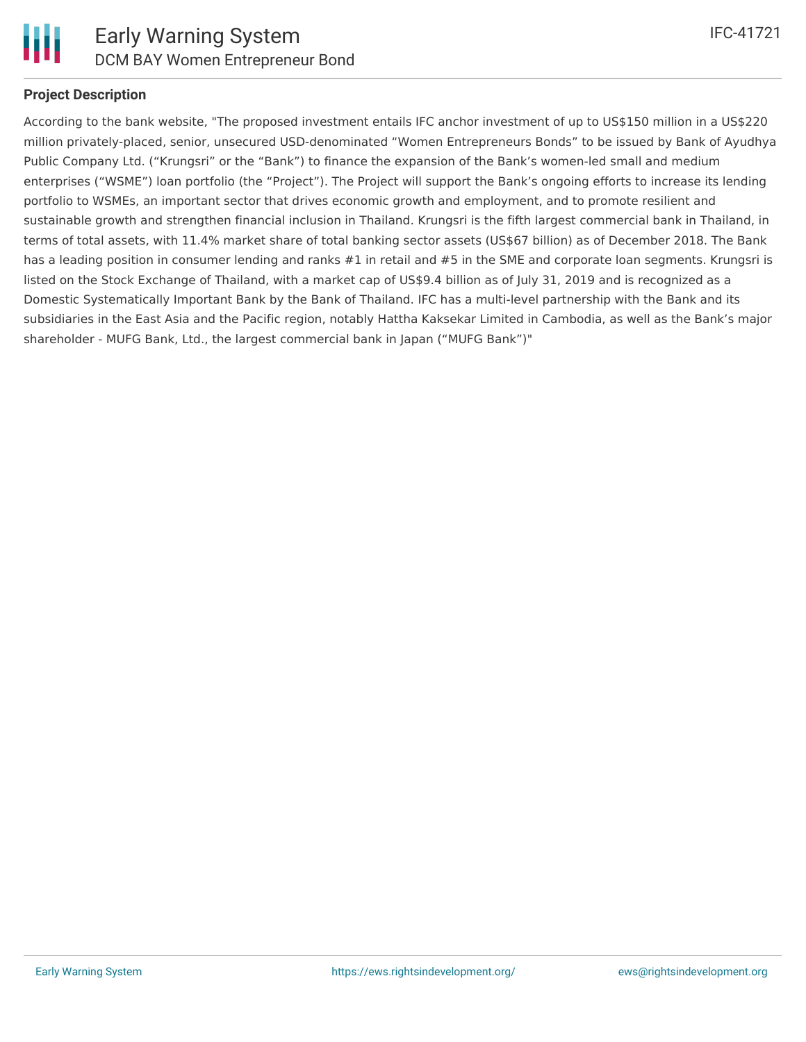## Project Description

According to the bank website, "The proposed investment entails IFC anchor investment of up to US$150 million in a US$220 million privately-placed, senior, unsecured USD-denominated “Women Entrepreneurs Bonds” to be issued by Bank of Ayudhya Public Company Ltd. (“Krungsri” or the “Bank”) to finance the expansion of the Bank’s women-led small and medium enterprises (“WSME”) loan portfolio (the “Project”). The Project will support the Bank’s ongoing efforts to increase its lending portfolio to WSMEs, an important sector that drives economic growth and employment, and to promote resilient and sustainable growth and strengthen financial inclusion in Thailand. Krungsri is the fifth largest commercial bank in Thailand, in terms of total assets, with 11.4% market share of total banking sector assets (US$67 billion) as of December 2018. The Bank has a leading position in consumer lending and ranks #1 in retail and #5 in the SME and corporate loan segments. Krungsri is listed on the Stock Exchange of Thailand, with a market cap of US$9.4 billion as of July 31, 2019 and is recognized as a Domestic Systematically Important Bank by the Bank of Thailand. IFC has a multi-level partnership with the Bank and its subsidiaries in the East Asia and the Pacific region, notably Hattha Kaksekar Limited in Cambodia, as well as the Bank’s major shareholder - MUFG Bank, Ltd., the largest commercial bank in Japan (“MUFG Bank”)"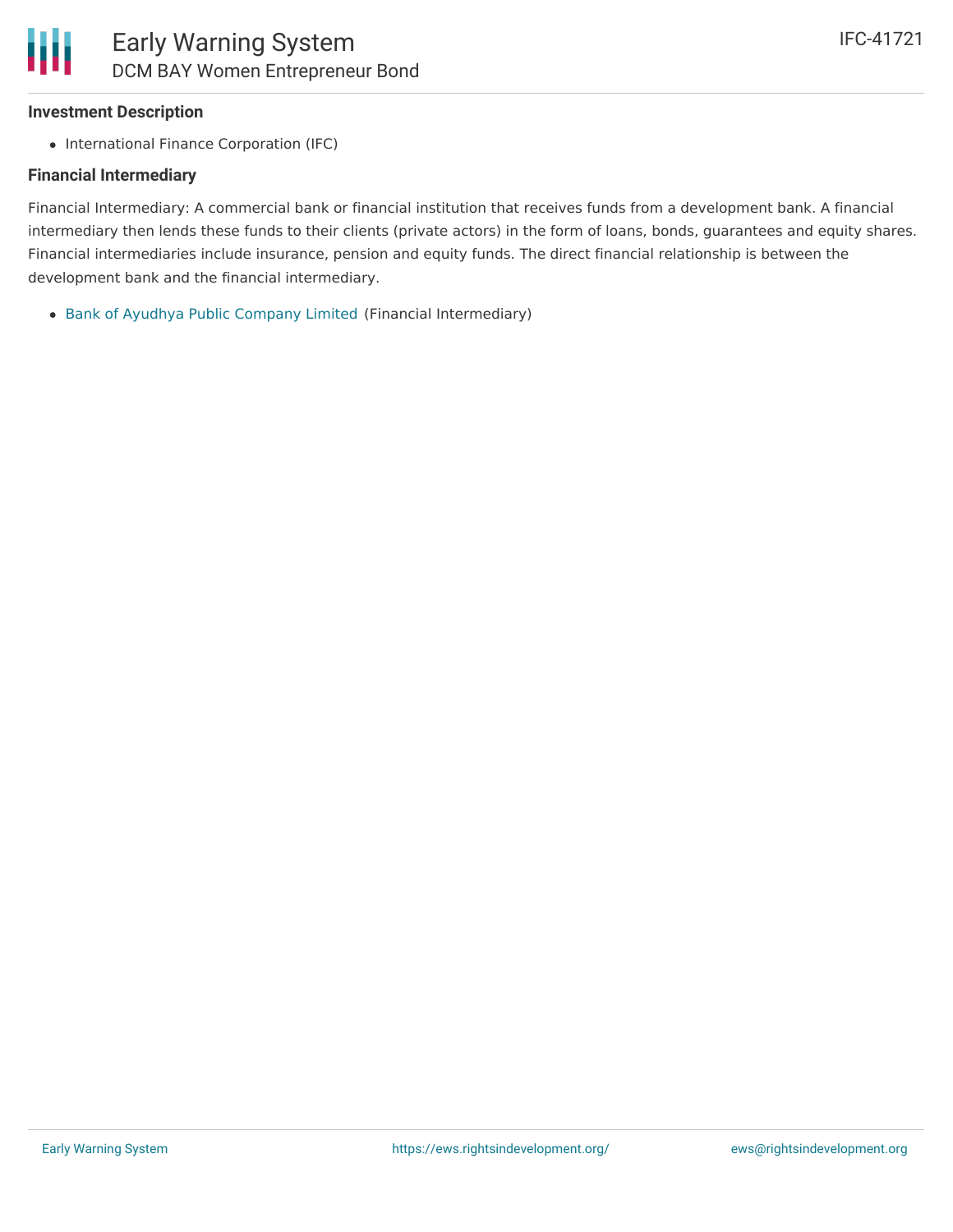### Investment Description

- International Finance Corporation (IFC)

### Financial Intermediary

Financial Intermediary: A commercial bank or financial institution that receives funds from a development bank. A financial intermediary then lends these funds to their clients (private actors) in the form of loans, bonds, guarantees and equity shares. Financial intermediaries include insurance, pension and equity funds. The direct financial relationship is between the development bank and the financial intermediary.

- Bank of Ayudhya Public Company Limited (Financial Intermediary)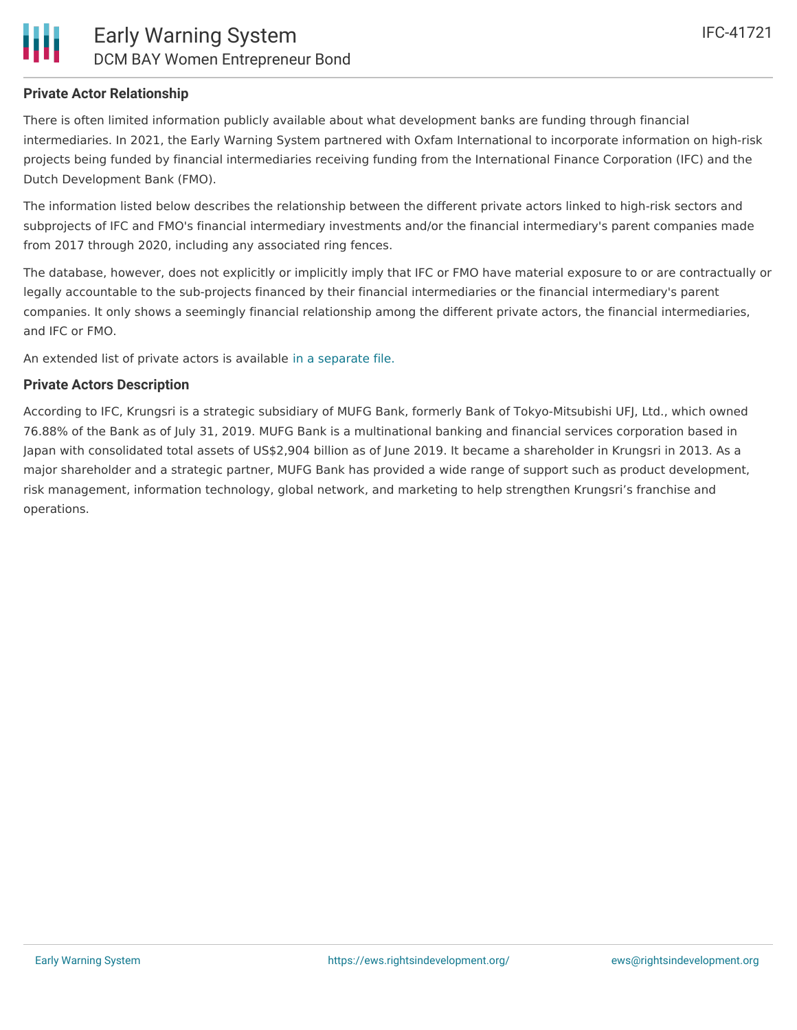## Private Actor Relationship

There is often limited information publicly available about what development banks are funding through financial intermediaries. In 2021, the Early Warning System partnered with Oxfam International to incorporate information on high-risk projects being funded by financial intermediaries receiving funding from the International Finance Corporation (IFC) and the Dutch Development Bank (FMO).

The information listed below describes the relationship between the different private actors linked to high-risk sectors and subprojects of IFC and FMO's financial intermediary investments and/or the financial intermediary's parent companies made from 2017 through 2020, including any associated ring fences.

The database, however, does not explicitly or implicitly imply that IFC or FMO have material exposure to or are contractually or legally accountable to the sub-projects financed by their financial intermediaries or the financial intermediary's parent companies. It only shows a seemingly financial relationship among the different private actors, the financial intermediaries, and IFC or FMO.

An extended list of private actors is available in a separate file.

## Private Actors Description

According to IFC, Krungsri is a strategic subsidiary of MUFG Bank, formerly Bank of Tokyo-Mitsubishi UFJ, Ltd., which owned 76.88% of the Bank as of July 31, 2019. MUFG Bank is a multinational banking and financial services corporation based in Japan with consolidated total assets of US$2,904 billion as of June 2019. It became a shareholder in Krungsri in 2013. As a major shareholder and a strategic partner, MUFG Bank has provided a wide range of support such as product development, risk management, information technology, global network, and marketing to help strengthen Krungsri's franchise and operations.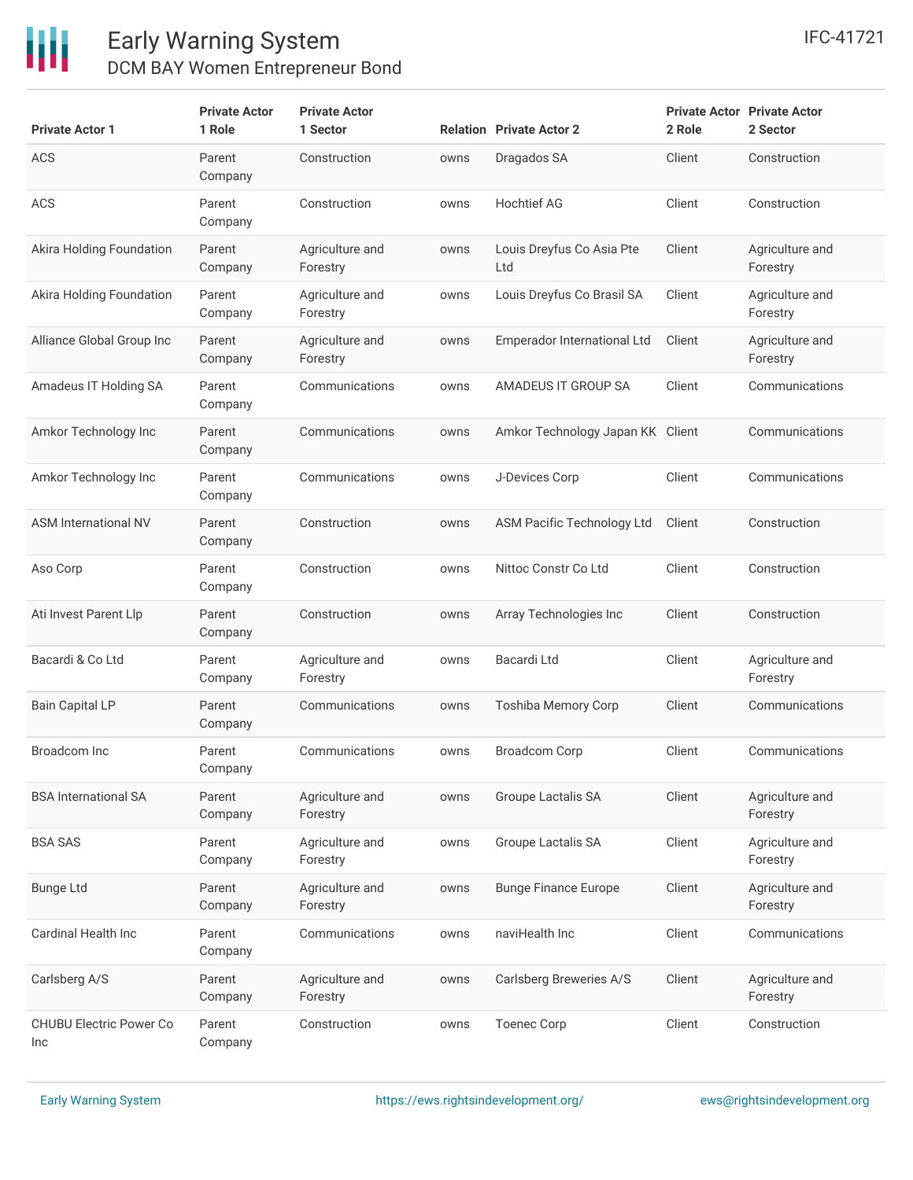| Private Actor 1 | Private Actor 1 Role | Private Actor 1 Sector | Relation | Private Actor 2 | Private Actor 2 Role | Private Actor 2 Sector |
|---|---|---|---|---|---|---|
| ACS | Parent Company | Construction | owns | Dragados SA | Client | Construction |
| ACS | Parent Company | Construction | owns | Hochtief AG | Client | Construction |
| Akira Holding Foundation | Parent Company | Agriculture and Forestry | owns | Louis Dreyfus Co Asia Pte Ltd | Client | Agriculture and Forestry |
| Akira Holding Foundation | Parent Company | Agriculture and Forestry | owns | Louis Dreyfus Co Brasil SA | Client | Agriculture and Forestry |
| Alliance Global Group Inc | Parent Company | Agriculture and Forestry | owns | Emperador International Ltd | Client | Agriculture and Forestry |
| Amadeus IT Holding SA | Parent Company | Communications | owns | AMADEUS IT GROUP SA | Client | Communications |
| Amkor Technology Inc | Parent Company | Communications | owns | Amkor Technology Japan KK | Client | Communications |
| Amkor Technology Inc | Parent Company | Communications | owns | J-Devices Corp | Client | Communications |
| ASM International NV | Parent Company | Construction | owns | ASM Pacific Technology Ltd | Client | Construction |
| Aso Corp | Parent Company | Construction | owns | Nittoc Constr Co Ltd | Client | Construction |
| Ati Invest Parent Llp | Parent Company | Construction | owns | Array Technologies Inc | Client | Construction |
| Bacardi & Co Ltd | Parent Company | Agriculture and Forestry | owns | Bacardi Ltd | Client | Agriculture and Forestry |
| Bain Capital LP | Parent Company | Communications | owns | Toshiba Memory Corp | Client | Communications |
| Broadcom Inc | Parent Company | Communications | owns | Broadcom Corp | Client | Communications |
| BSA International SA | Parent Company | Agriculture and Forestry | owns | Groupe Lactalis SA | Client | Agriculture and Forestry |
| BSA SAS | Parent Company | Agriculture and Forestry | owns | Groupe Lactalis SA | Client | Agriculture and Forestry |
| Bunge Ltd | Parent Company | Agriculture and Forestry | owns | Bunge Finance Europe | Client | Agriculture and Forestry |
| Cardinal Health Inc | Parent Company | Communications | owns | naviHealth Inc | Client | Communications |
| Carlsberg A/S | Parent Company | Agriculture and Forestry | owns | Carlsberg Breweries A/S | Client | Agriculture and Forestry |
| CHUBU Electric Power Co Inc | Parent Company | Construction | owns | Toenec Corp | Client | Construction |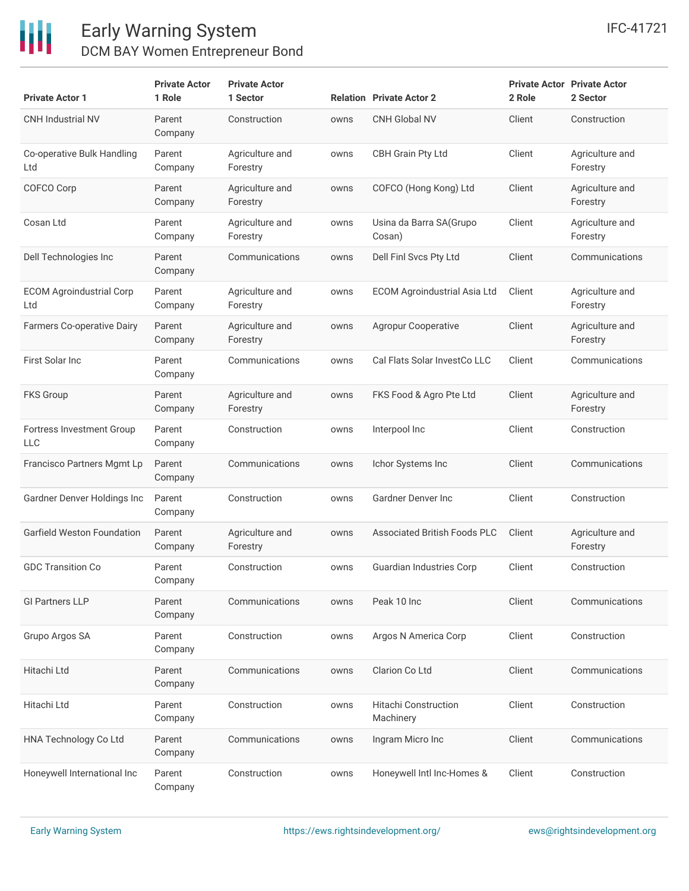| Private Actor 1 | Private Actor 1 Role | Private Actor 1 Sector | Relation | Private Actor 2 | Private Actor 2 Role | Private Actor 2 Sector |
|---|---|---|---|---|---|---|
| CNH Industrial NV | Parent Company | Construction | owns | CNH Global NV | Client | Construction |
| Co-operative Bulk Handling Ltd | Parent Company | Agriculture and Forestry | owns | CBH Grain Pty Ltd | Client | Agriculture and Forestry |
| COFCO Corp | Parent Company | Agriculture and Forestry | owns | COFCO (Hong Kong) Ltd | Client | Agriculture and Forestry |
| Cosan Ltd | Parent Company | Agriculture and Forestry | owns | Usina da Barra SA(Grupo Cosan) | Client | Agriculture and Forestry |
| Dell Technologies Inc | Parent Company | Communications | owns | Dell Finl Svcs Pty Ltd | Client | Communications |
| ECOM Agroindustrial Corp Ltd | Parent Company | Agriculture and Forestry | owns | ECOM Agroindustrial Asia Ltd | Client | Agriculture and Forestry |
| Farmers Co-operative Dairy | Parent Company | Agriculture and Forestry | owns | Agropur Cooperative | Client | Agriculture and Forestry |
| First Solar Inc | Parent Company | Communications | owns | Cal Flats Solar InvestCo LLC | Client | Communications |
| FKS Group | Parent Company | Agriculture and Forestry | owns | FKS Food & Agro Pte Ltd | Client | Agriculture and Forestry |
| Fortress Investment Group LLC | Parent Company | Construction | owns | Interpool Inc | Client | Construction |
| Francisco Partners Mgmt Lp | Parent Company | Communications | owns | Ichor Systems Inc | Client | Communications |
| Gardner Denver Holdings Inc | Parent Company | Construction | owns | Gardner Denver Inc | Client | Construction |
| Garfield Weston Foundation | Parent Company | Agriculture and Forestry | owns | Associated British Foods PLC | Client | Agriculture and Forestry |
| GDC Transition Co | Parent Company | Construction | owns | Guardian Industries Corp | Client | Construction |
| GI Partners LLP | Parent Company | Communications | owns | Peak 10 Inc | Client | Communications |
| Grupo Argos SA | Parent Company | Construction | owns | Argos N America Corp | Client | Construction |
| Hitachi Ltd | Parent Company | Communications | owns | Clarion Co Ltd | Client | Communications |
| Hitachi Ltd | Parent Company | Construction | owns | Hitachi Construction Machinery | Client | Construction |
| HNA Technology Co Ltd | Parent Company | Communications | owns | Ingram Micro Inc | Client | Communications |
| Honeywell International Inc | Parent Company | Construction | owns | Honeywell Intl Inc-Homes & | Client | Construction |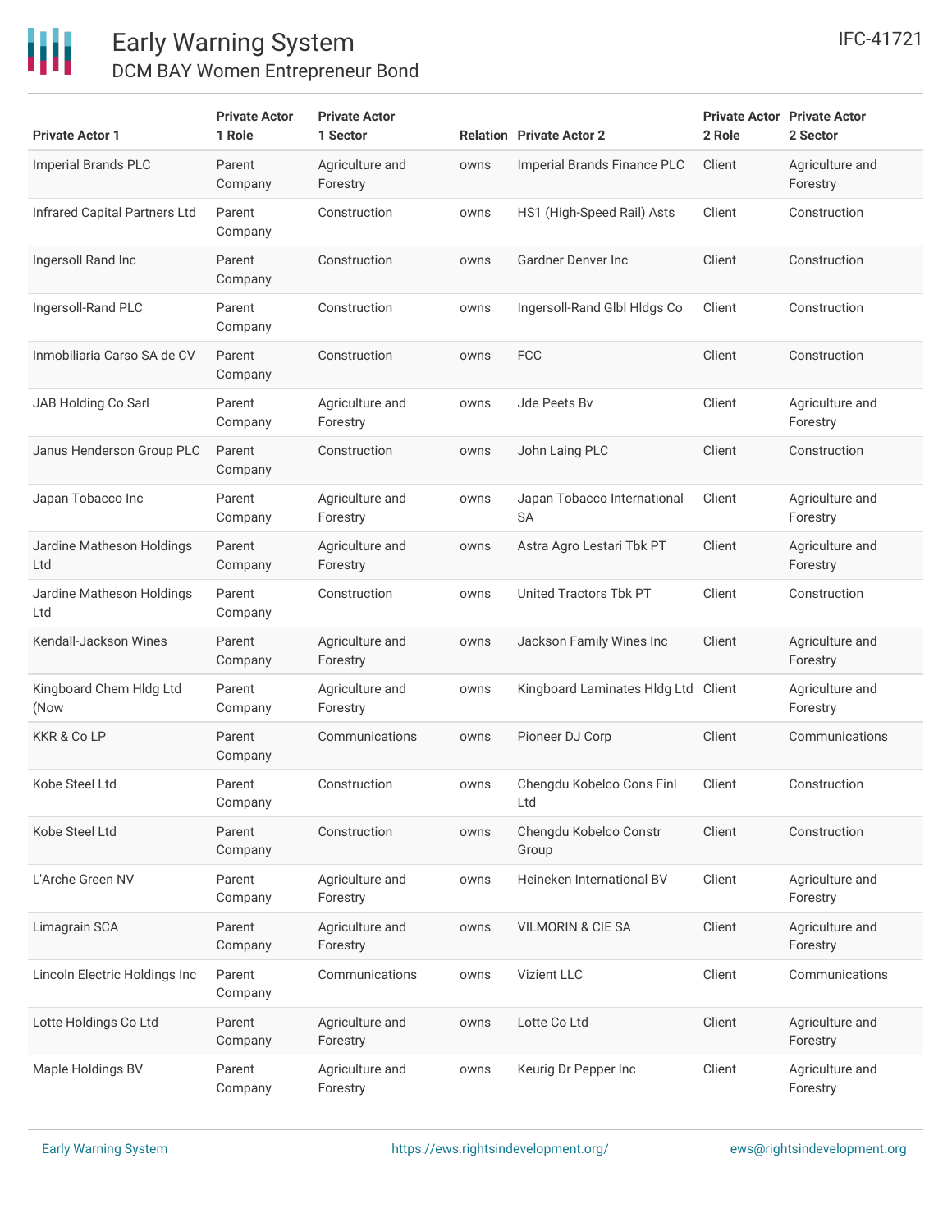| Private Actor 1 | Private Actor 1 Role | Private Actor 1 Sector | Relation | Private Actor 2 | Private Actor 2 Role | Private Actor 2 Sector |
|---|---|---|---|---|---|---|
| Imperial Brands PLC | Parent Company | Agriculture and Forestry | owns | Imperial Brands Finance PLC | Client | Agriculture and Forestry |
| Infrared Capital Partners Ltd | Parent Company | Construction | owns | HS1 (High-Speed Rail) Asts | Client | Construction |
| Ingersoll Rand Inc | Parent Company | Construction | owns | Gardner Denver Inc | Client | Construction |
| Ingersoll-Rand PLC | Parent Company | Construction | owns | Ingersoll-Rand Glbl Hldgs Co | Client | Construction |
| Inmobiliaria Carso SA de CV | Parent Company | Construction | owns | FCC | Client | Construction |
| JAB Holding Co Sarl | Parent Company | Agriculture and Forestry | owns | Jde Peets Bv | Client | Agriculture and Forestry |
| Janus Henderson Group PLC | Parent Company | Construction | owns | John Laing PLC | Client | Construction |
| Japan Tobacco Inc | Parent Company | Agriculture and Forestry | owns | Japan Tobacco International SA | Client | Agriculture and Forestry |
| Jardine Matheson Holdings Ltd | Parent Company | Agriculture and Forestry | owns | Astra Agro Lestari Tbk PT | Client | Agriculture and Forestry |
| Jardine Matheson Holdings Ltd | Parent Company | Construction | owns | United Tractors Tbk PT | Client | Construction |
| Kendall-Jackson Wines | Parent Company | Agriculture and Forestry | owns | Jackson Family Wines Inc | Client | Agriculture and Forestry |
| Kingboard Chem Hldg Ltd (Now | Parent Company | Agriculture and Forestry | owns | Kingboard Laminates Hldg Ltd | Client | Agriculture and Forestry |
| KKR & Co LP | Parent Company | Communications | owns | Pioneer DJ Corp | Client | Communications |
| Kobe Steel Ltd | Parent Company | Construction | owns | Chengdu Kobelco Cons Finl Ltd | Client | Construction |
| Kobe Steel Ltd | Parent Company | Construction | owns | Chengdu Kobelco Constr Group | Client | Construction |
| L'Arche Green NV | Parent Company | Agriculture and Forestry | owns | Heineken International BV | Client | Agriculture and Forestry |
| Limagrain SCA | Parent Company | Agriculture and Forestry | owns | VILMORIN & CIE SA | Client | Agriculture and Forestry |
| Lincoln Electric Holdings Inc | Parent Company | Communications | owns | Vizient LLC | Client | Communications |
| Lotte Holdings Co Ltd | Parent Company | Agriculture and Forestry | owns | Lotte Co Ltd | Client | Agriculture and Forestry |
| Maple Holdings BV | Parent Company | Agriculture and Forestry | owns | Keurig Dr Pepper Inc | Client | Agriculture and Forestry |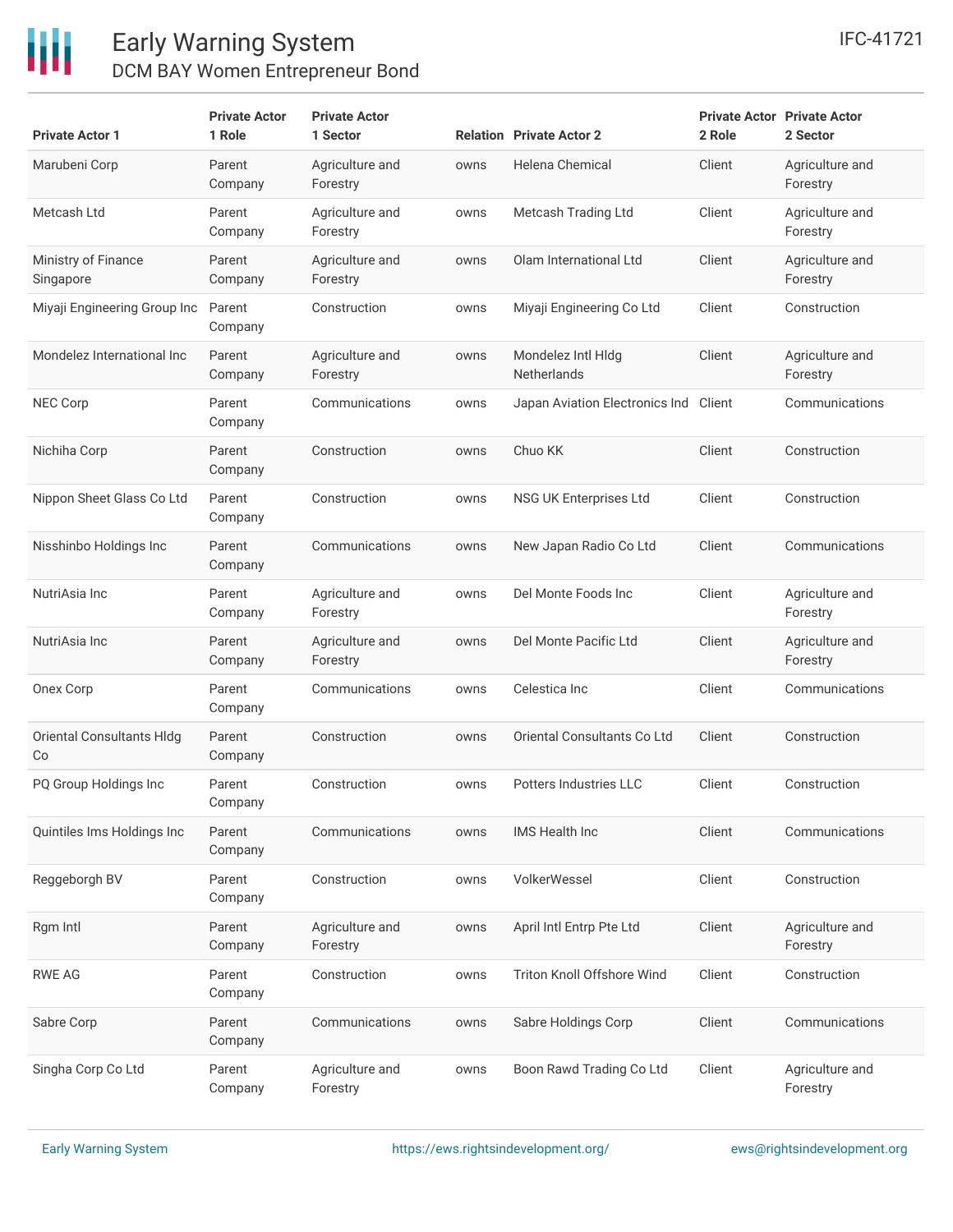| Private Actor 1 | Private Actor 1 Role | Private Actor 1 Sector | Relation | Private Actor 2 | Private Actor 2 Role | Private Actor 2 Sector |
| --- | --- | --- | --- | --- | --- | --- |
| Marubeni Corp | Parent Company | Agriculture and Forestry | owns | Helena Chemical | Client | Agriculture and Forestry |
| Metcash Ltd | Parent Company | Agriculture and Forestry | owns | Metcash Trading Ltd | Client | Agriculture and Forestry |
| Ministry of Finance Singapore | Parent Company | Agriculture and Forestry | owns | Olam International Ltd | Client | Agriculture and Forestry |
| Miyaji Engineering Group Inc | Parent Company | Construction | owns | Miyaji Engineering Co Ltd | Client | Construction |
| Mondelez International Inc | Parent Company | Agriculture and Forestry | owns | Mondelez Intl Hldg Netherlands | Client | Agriculture and Forestry |
| NEC Corp | Parent Company | Communications | owns | Japan Aviation Electronics Ind | Client | Communications |
| Nichiha Corp | Parent Company | Construction | owns | Chuo KK | Client | Construction |
| Nippon Sheet Glass Co Ltd | Parent Company | Construction | owns | NSG UK Enterprises Ltd | Client | Construction |
| Nisshinbo Holdings Inc | Parent Company | Communications | owns | New Japan Radio Co Ltd | Client | Communications |
| NutriAsia Inc | Parent Company | Agriculture and Forestry | owns | Del Monte Foods Inc | Client | Agriculture and Forestry |
| NutriAsia Inc | Parent Company | Agriculture and Forestry | owns | Del Monte Pacific Ltd | Client | Agriculture and Forestry |
| Onex Corp | Parent Company | Communications | owns | Celestica Inc | Client | Communications |
| Oriental Consultants Hldg Co | Parent Company | Construction | owns | Oriental Consultants Co Ltd | Client | Construction |
| PQ Group Holdings Inc | Parent Company | Construction | owns | Potters Industries LLC | Client | Construction |
| Quintiles Ims Holdings Inc | Parent Company | Communications | owns | IMS Health Inc | Client | Communications |
| Reggeborgh BV | Parent Company | Construction | owns | VolkerWessel | Client | Construction |
| Rgm Intl | Parent Company | Agriculture and Forestry | owns | April Intl Entrp Pte Ltd | Client | Agriculture and Forestry |
| RWE AG | Parent Company | Construction | owns | Triton Knoll Offshore Wind | Client | Construction |
| Sabre Corp | Parent Company | Communications | owns | Sabre Holdings Corp | Client | Communications |
| Singha Corp Co Ltd | Parent Company | Agriculture and Forestry | owns | Boon Rawd Trading Co Ltd | Client | Agriculture and Forestry |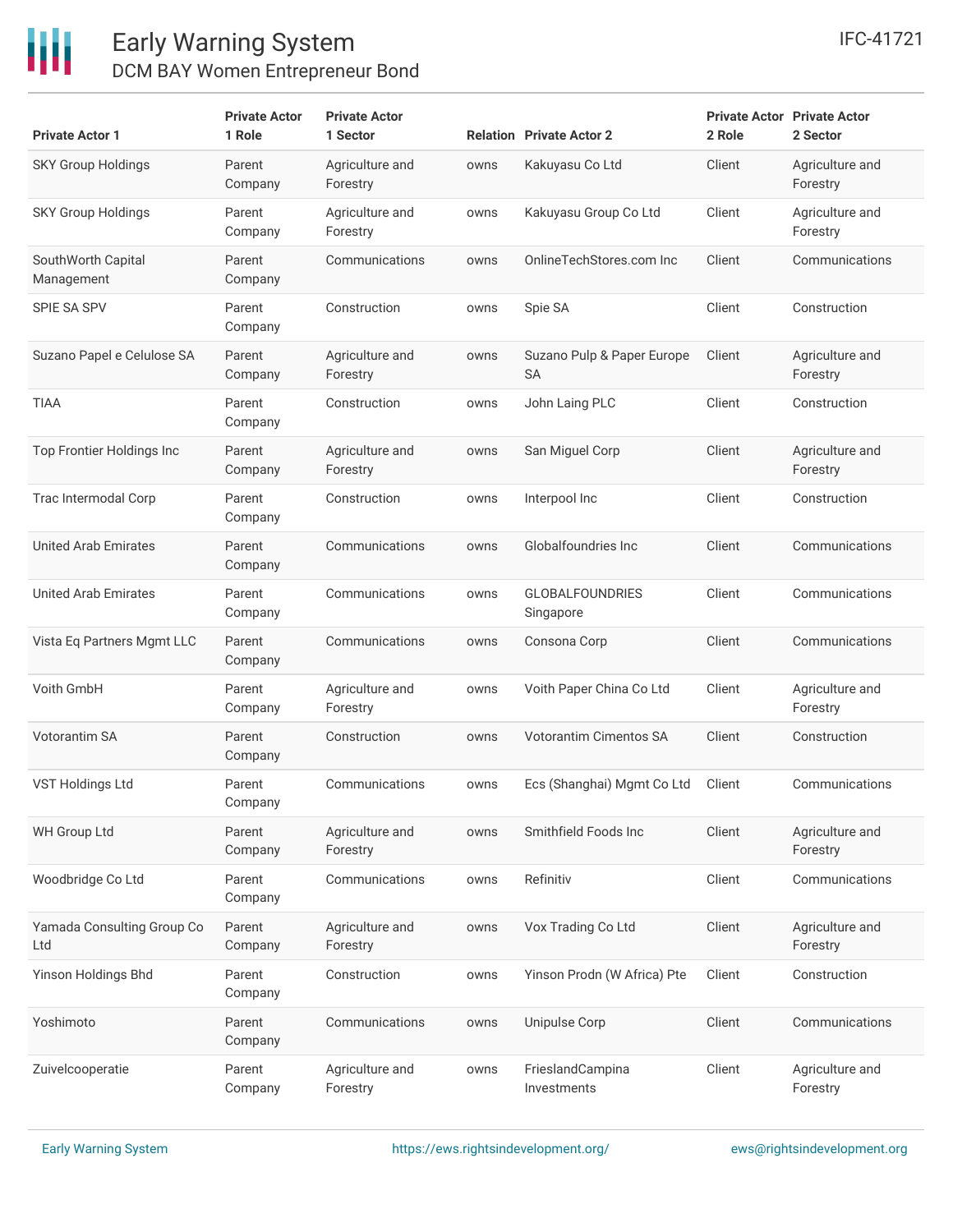| Private Actor 1 | Private Actor 1 Role | Private Actor 1 Sector | Relation | Private Actor 2 | Private Actor 2 Role | Private Actor 2 Sector |
|---|---|---|---|---|---|---|
| SKY Group Holdings | Parent Company | Agriculture and Forestry | owns | Kakuyasu Co Ltd | Client | Agriculture and Forestry |
| SKY Group Holdings | Parent Company | Agriculture and Forestry | owns | Kakuyasu Group Co Ltd | Client | Agriculture and Forestry |
| SouthWorth Capital Management | Parent Company | Communications | owns | OnlineTechStores.com Inc | Client | Communications |
| SPIE SA SPV | Parent Company | Construction | owns | Spie SA | Client | Construction |
| Suzano Papel e Celulose SA | Parent Company | Agriculture and Forestry | owns | Suzano Pulp & Paper Europe SA | Client | Agriculture and Forestry |
| TIAA | Parent Company | Construction | owns | John Laing PLC | Client | Construction |
| Top Frontier Holdings Inc | Parent Company | Agriculture and Forestry | owns | San Miguel Corp | Client | Agriculture and Forestry |
| Trac Intermodal Corp | Parent Company | Construction | owns | Interpool Inc | Client | Construction |
| United Arab Emirates | Parent Company | Communications | owns | Globalfoundries Inc | Client | Communications |
| United Arab Emirates | Parent Company | Communications | owns | GLOBALFOUNDRIES Singapore | Client | Communications |
| Vista Eq Partners Mgmt LLC | Parent Company | Communications | owns | Consona Corp | Client | Communications |
| Voith GmbH | Parent Company | Agriculture and Forestry | owns | Voith Paper China Co Ltd | Client | Agriculture and Forestry |
| Votorantim SA | Parent Company | Construction | owns | Votorantim Cimentos SA | Client | Construction |
| VST Holdings Ltd | Parent Company | Communications | owns | Ecs (Shanghai) Mgmt Co Ltd | Client | Communications |
| WH Group Ltd | Parent Company | Agriculture and Forestry | owns | Smithfield Foods Inc | Client | Agriculture and Forestry |
| Woodbridge Co Ltd | Parent Company | Communications | owns | Refinitiv | Client | Communications |
| Yamada Consulting Group Co Ltd | Parent Company | Agriculture and Forestry | owns | Vox Trading Co Ltd | Client | Agriculture and Forestry |
| Yinson Holdings Bhd | Parent Company | Construction | owns | Yinson Prodn (W Africa) Pte | Client | Construction |
| Yoshimoto | Parent Company | Communications | owns | Unipulse Corp | Client | Communications |
| Zuivelcooperatie | Parent Company | Agriculture and Forestry | owns | FrieslandCampina Investments | Client | Agriculture and Forestry |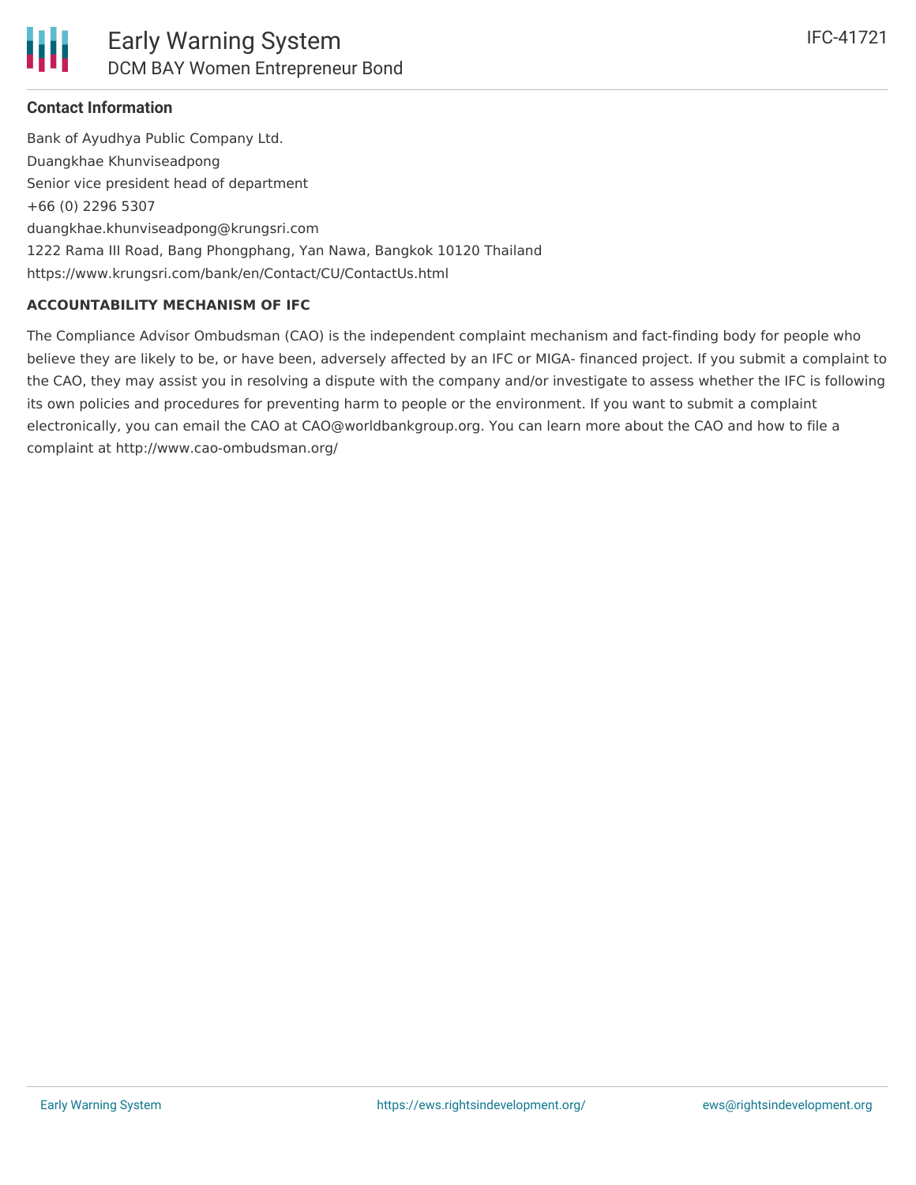**Contact Information**

Bank of Ayudhya Public Company Ltd.
Duangkhae Khunviseadpong
Senior vice president head of department
+66 (0) 2296 5307
duangkhae.khunviseadpong@krungsri.com
1222 Rama III Road, Bang Phongphang, Yan Nawa, Bangkok 10120 Thailand
https://www.krungsri.com/bank/en/Contact/CU/ContactUs.html

**ACCOUNTABILITY MECHANISM OF IFC**

The Compliance Advisor Ombudsman (CAO) is the independent complaint mechanism and fact-finding body for people who believe they are likely to be, or have been, adversely affected by an IFC or MIGA- financed project. If you submit a complaint to the CAO, they may assist you in resolving a dispute with the company and/or investigate to assess whether the IFC is following its own policies and procedures for preventing harm to people or the environment. If you want to submit a complaint electronically, you can email the CAO at CAO@worldbankgroup.org. You can learn more about the CAO and how to file a complaint at http://www.cao-ombudsman.org/